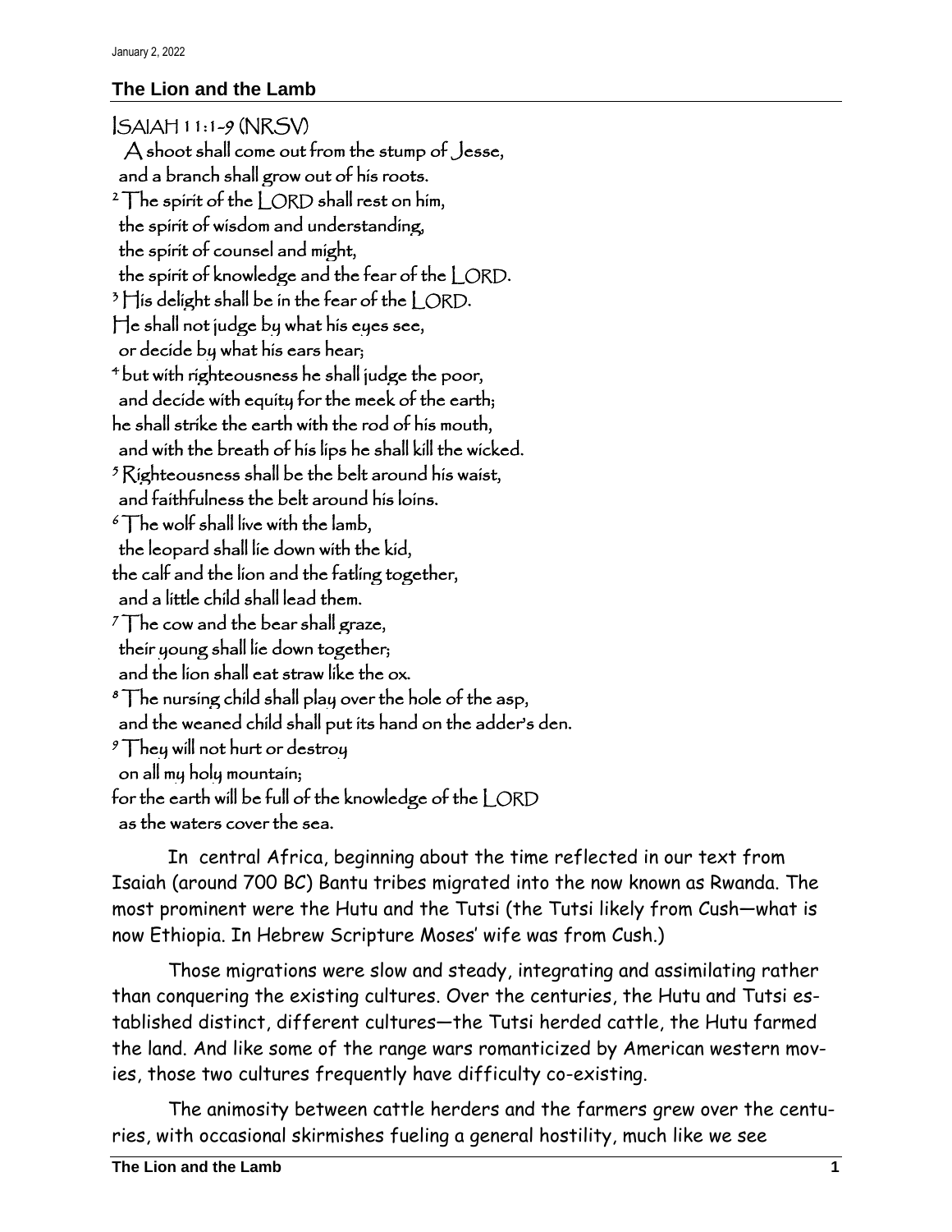January 2, 2022

## The Lion and the Lamb

ISAIAH 11:1-9 (NRSV)

A shoot shall come out from the stump of Jesse,
and a branch shall grow out of his roots.
[2] The spirit of the LORD shall rest on him,
the spirit of wisdom and understanding,
the spirit of counsel and might,
the spirit of knowledge and the fear of the LORD.
[3] His delight shall be in the fear of the LORD.
He shall not judge by what his eyes see,
or decide by what his ears hear;
[4] but with righteousness he shall judge the poor,
and decide with equity for the meek of the earth;
he shall strike the earth with the rod of his mouth,
and with the breath of his lips he shall kill the wicked.
[5] Righteousness shall be the belt around his waist,
and faithfulness the belt around his loins.
[6] The wolf shall live with the lamb,
the leopard shall lie down with the kid,
the calf and the lion and the fatling together,
and a little child shall lead them.
[7] The cow and the bear shall graze,
their young shall lie down together;
and the lion shall eat straw like the ox.
[8] The nursing child shall play over the hole of the asp,
and the weaned child shall put its hand on the adder's den.
[9] They will not hurt or destroy
on all my holy mountain;
for the earth will be full of the knowledge of the LORD
as the waters cover the sea.

In central Africa, beginning about the time reflected in our text from Isaiah (around 700 BC) Bantu tribes migrated into the now known as Rwanda. The most prominent were the Hutu and the Tutsi (the Tutsi likely from Cush—what is now Ethiopia. In Hebrew Scripture Moses' wife was from Cush.)

Those migrations were slow and steady, integrating and assimilating rather than conquering the existing cultures. Over the centuries, the Hutu and Tutsi established distinct, different cultures—the Tutsi herded cattle, the Hutu farmed the land. And like some of the range wars romanticized by American western movies, those two cultures frequently have difficulty co-existing.

The animosity between cattle herders and the farmers grew over the centuries, with occasional skirmishes fueling a general hostility, much like we see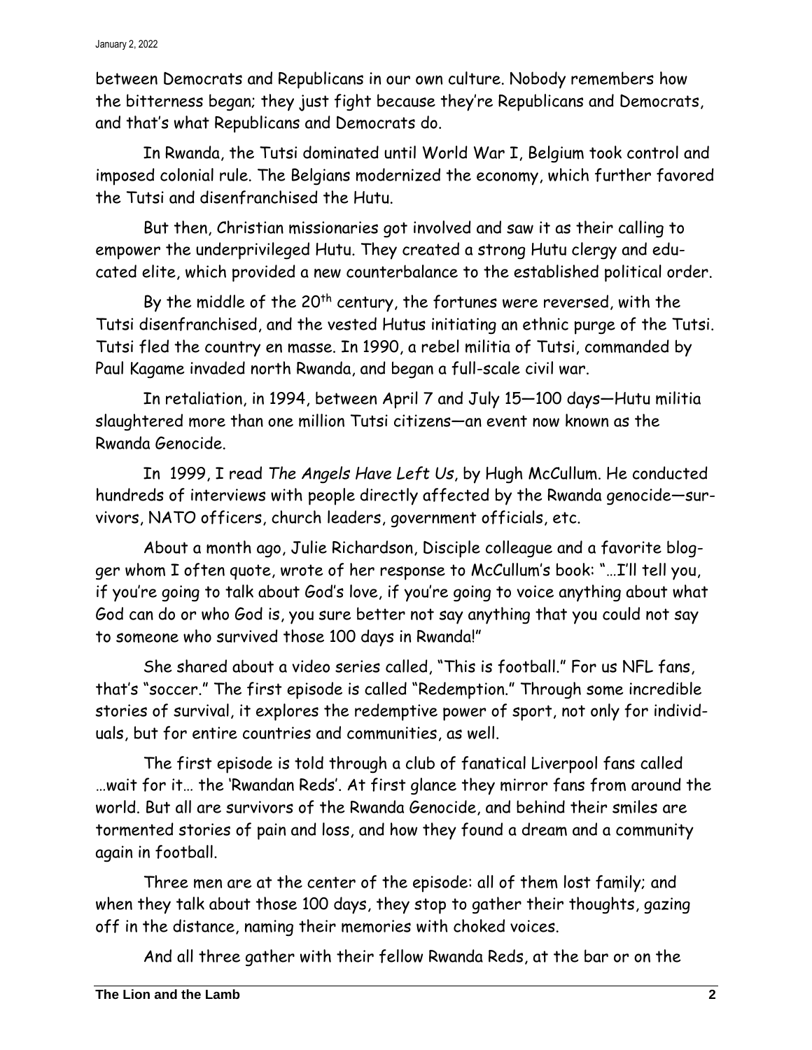between Democrats and Republicans in our own culture. Nobody remembers how the bitterness began; they just fight because they're Republicans and Democrats, and that's what Republicans and Democrats do.

In Rwanda, the Tutsi dominated until World War I, Belgium took control and imposed colonial rule. The Belgians modernized the economy, which further favored the Tutsi and disenfranchised the Hutu.

But then, Christian missionaries got involved and saw it as their calling to empower the underprivileged Hutu. They created a strong Hutu clergy and educated elite, which provided a new counterbalance to the established political order.

By the middle of the 20th century, the fortunes were reversed, with the Tutsi disenfranchised, and the vested Hutus initiating an ethnic purge of the Tutsi. Tutsi fled the country en masse. In 1990, a rebel militia of Tutsi, commanded by Paul Kagame invaded north Rwanda, and began a full-scale civil war.

In retaliation, in 1994, between April 7 and July 15—100 days—Hutu militia slaughtered more than one million Tutsi citizens—an event now known as the Rwanda Genocide.

In 1999, I read *The Angels Have Left Us*, by Hugh McCullum. He conducted hundreds of interviews with people directly affected by the Rwanda genocide—survivors, NATO officers, church leaders, government officials, etc.

About a month ago, Julie Richardson, Disciple colleague and a favorite blogger whom I often quote, wrote of her response to McCullum's book: "…I'll tell you, if you're going to talk about God's love, if you're going to voice anything about what God can do or who God is, you sure better not say anything that you could not say to someone who survived those 100 days in Rwanda!"

She shared about a video series called, "This is football." For us NFL fans, that's "soccer." The first episode is called "Redemption." Through some incredible stories of survival, it explores the redemptive power of sport, not only for individuals, but for entire countries and communities, as well.

The first episode is told through a club of fanatical Liverpool fans called …wait for it… the 'Rwandan Reds'. At first glance they mirror fans from around the world. But all are survivors of the Rwanda Genocide, and behind their smiles are tormented stories of pain and loss, and how they found a dream and a community again in football.

Three men are at the center of the episode: all of them lost family; and when they talk about those 100 days, they stop to gather their thoughts, gazing off in the distance, naming their memories with choked voices.

And all three gather with their fellow Rwanda Reds, at the bar or on the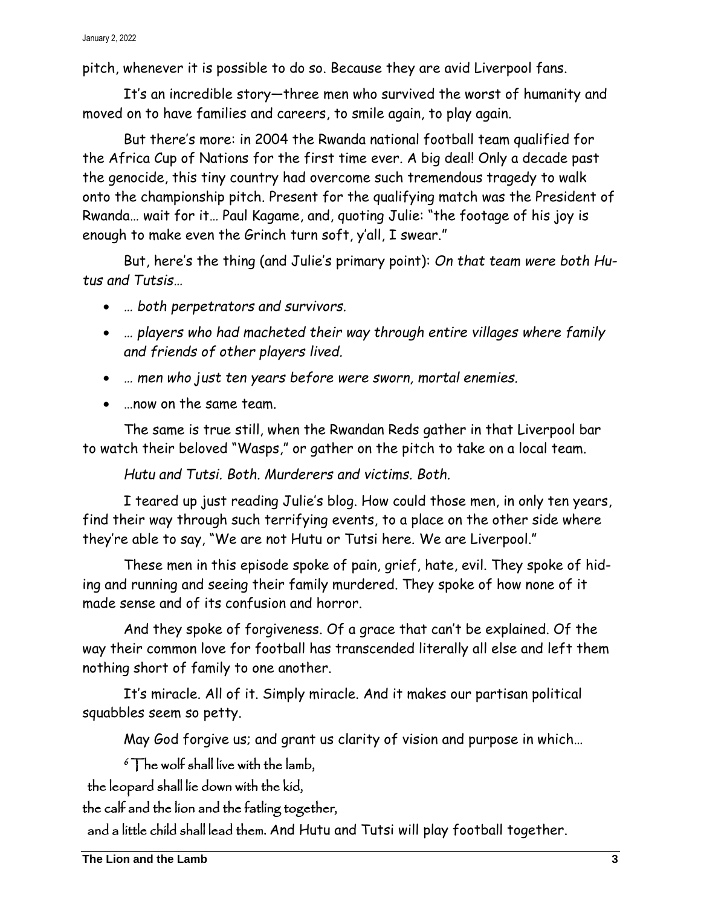pitch, whenever it is possible to do so. Because they are avid Liverpool fans.

It's an incredible story—three men who survived the worst of humanity and moved on to have families and careers, to smile again, to play again.

But there's more: in 2004 the Rwanda national football team qualified for the Africa Cup of Nations for the first time ever. A big deal! Only a decade past the genocide, this tiny country had overcome such tremendous tragedy to walk onto the championship pitch. Present for the qualifying match was the President of Rwanda… wait for it… Paul Kagame, and, quoting Julie: "the footage of his joy is enough to make even the Grinch turn soft, y'all, I swear."

But, here's the thing (and Julie's primary point): *On that team were both Hutus and Tutsis…*

- *… both perpetrators and survivors.*
- *… players who had macheted their way through entire villages where family and friends of other players lived.*
- *… men who just ten years before were sworn, mortal enemies.*
- …now on the same team.

The same is true still, when the Rwandan Reds gather in that Liverpool bar to watch their beloved "Wasps," or gather on the pitch to take on a local team.

*Hutu and Tutsi. Both. Murderers and victims. Both.*

I teared up just reading Julie's blog. How could those men, in only ten years, find their way through such terrifying events, to a place on the other side where they're able to say, "We are not Hutu or Tutsi here. We are Liverpool."

These men in this episode spoke of pain, grief, hate, evil. They spoke of hiding and running and seeing their family murdered. They spoke of how none of it made sense and of its confusion and horror.

And they spoke of forgiveness. Of a grace that can't be explained. Of the way their common love for football has transcended literally all else and left them nothing short of family to one another.

It's miracle. All of it. Simply miracle. And it makes our partisan political squabbles seem so petty.

May God forgive us; and grant us clarity of vision and purpose in which…

[6] The wolf shall live with the lamb,
the leopard shall lie down with the kid,
the calf and the lion and the fatling together,
and a little child shall lead them. And Hutu and Tutsi will play football together.